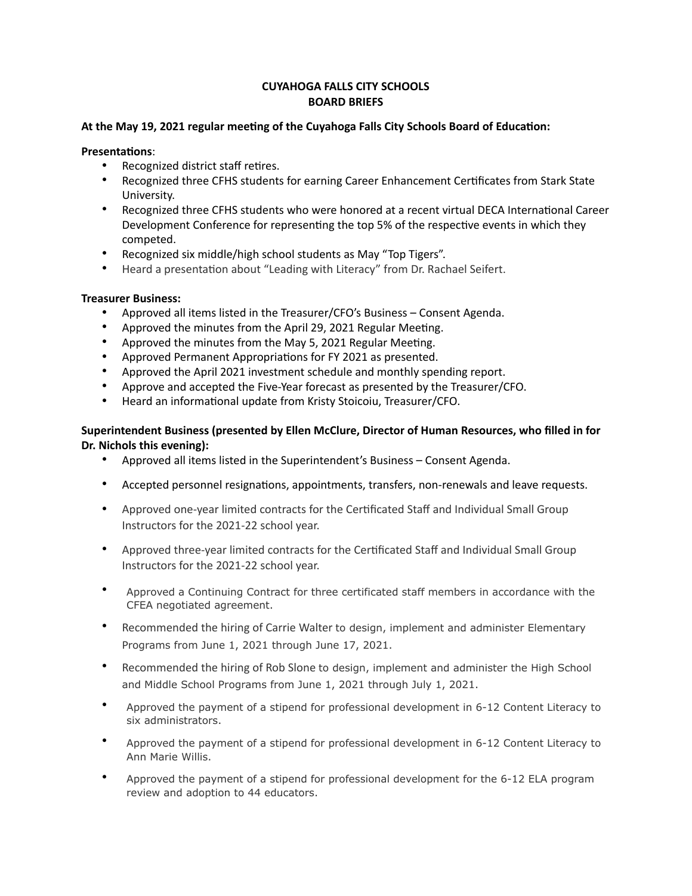**CUYAHOGA FALLS CITY SCHOOLS**
**BOARD BRIEFS**

**At the May 19, 2021 regular meeting of the Cuyahoga Falls City Schools Board of Education:**

**Presentations**:

- Recognized district staff retires.
- Recognized three CFHS students for earning Career Enhancement Certificates from Stark State University.
- Recognized three CFHS students who were honored at a recent virtual DECA International Career Development Conference for representing the top 5% of the respective events in which they competed.
- Recognized six middle/high school students as May "Top Tigers".
- Heard a presentation about "Leading with Literacy" from Dr. Rachael Seifert.

**Treasurer Business:**

- Approved all items listed in the Treasurer/CFO's Business – Consent Agenda.
- Approved the minutes from the April 29, 2021 Regular Meeting.
- Approved the minutes from the May 5, 2021 Regular Meeting.
- Approved Permanent Appropriations for FY 2021 as presented.
- Approved the April 2021 investment schedule and monthly spending report.
- Approve and accepted the Five-Year forecast as presented by the Treasurer/CFO.
- Heard an informational update from Kristy Stoicoiu, Treasurer/CFO.

**Superintendent Business (presented by Ellen McClure, Director of Human Resources, who filled in for Dr. Nichols this evening):**

- Approved all items listed in the Superintendent's Business – Consent Agenda.
- Accepted personnel resignations, appointments, transfers, non-renewals and leave requests.
- Approved one-year limited contracts for the Certificated Staff and Individual Small Group Instructors for the 2021-22 school year.
- Approved three-year limited contracts for the Certificated Staff and Individual Small Group Instructors for the 2021-22 school year.
- Approved a Continuing Contract for three certificated staff members in accordance with the CFEA negotiated agreement.
- Recommended the hiring of Carrie Walter to design, implement and administer Elementary Programs from June 1, 2021 through June 17, 2021.
- Recommended the hiring of Rob Slone to design, implement and administer the High School and Middle School Programs from June 1, 2021 through July 1, 2021.
- Approved the payment of a stipend for professional development in 6-12 Content Literacy to six administrators.
- Approved the payment of a stipend for professional development in 6-12 Content Literacy to Ann Marie Willis.
- Approved the payment of a stipend for professional development for the 6-12 ELA program review and adoption to 44 educators.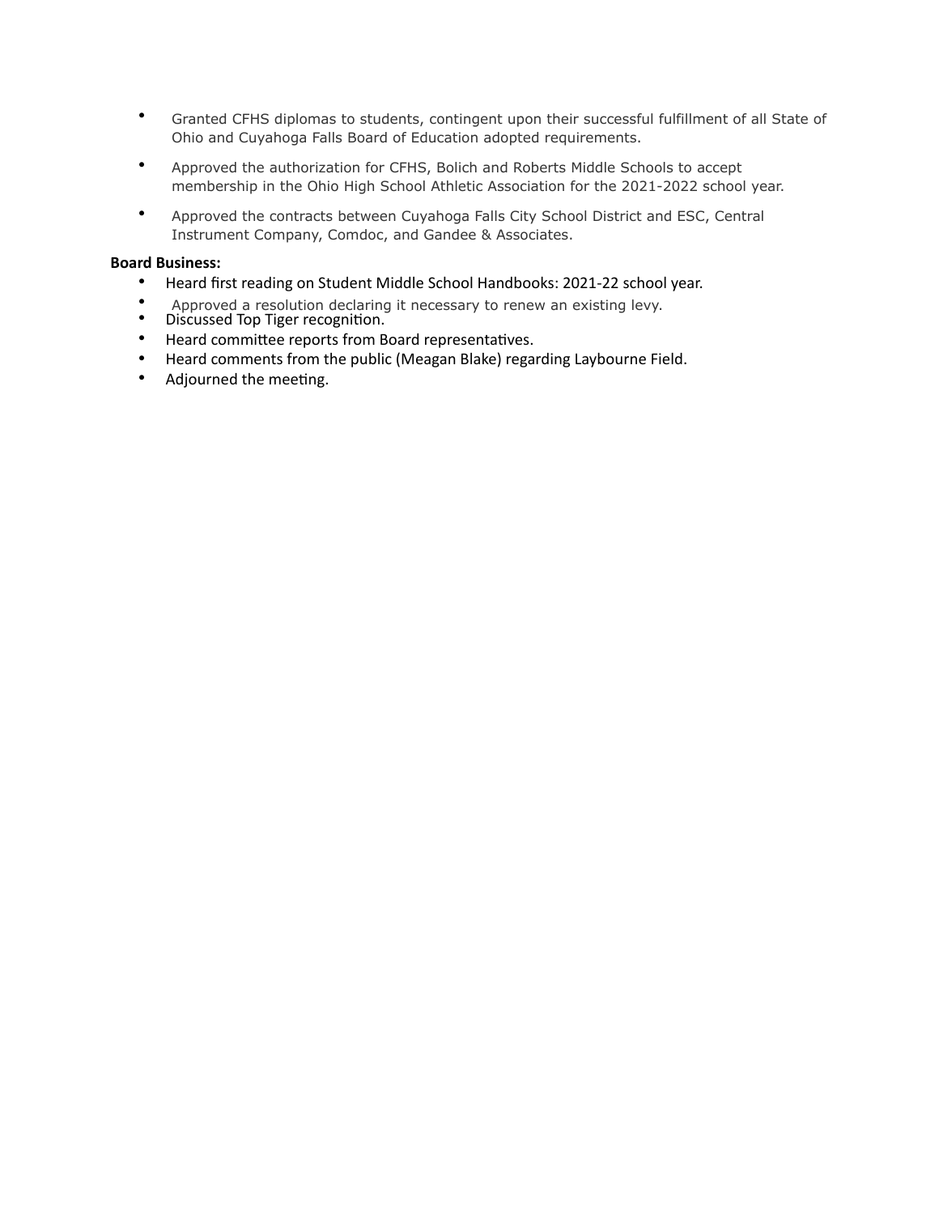- Granted CFHS diplomas to students, contingent upon their successful fulfillment of all State of Ohio and Cuyahoga Falls Board of Education adopted requirements.
- Approved the authorization for CFHS, Bolich and Roberts Middle Schools to accept membership in the Ohio High School Athletic Association for the 2021-2022 school year.
- Approved the contracts between Cuyahoga Falls City School District and ESC, Central Instrument Company, Comdoc, and Gandee & Associates.

**Board Business:**

- Heard first reading on Student Middle School Handbooks: 2021-22 school year.
- Approved a resolution declaring it necessary to renew an existing levy.
- Discussed Top Tiger recognition.
- Heard committee reports from Board representatives.
- Heard comments from the public (Meagan Blake) regarding Laybourne Field.
- Adjourned the meeting.